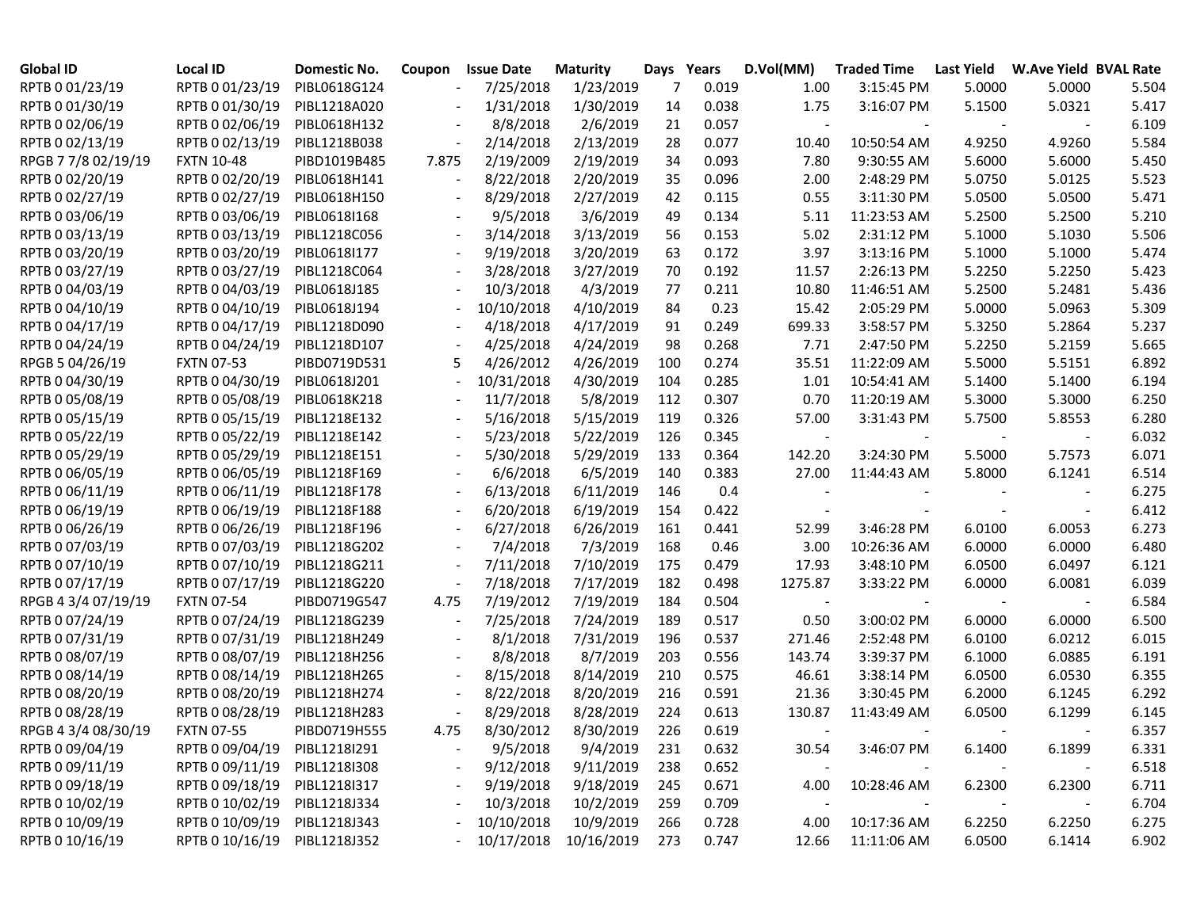| Global ID | Local ID | Domestic No. | Coupon | Issue Date | Maturity | Days | Years | D.Vol(MM) | Traded Time | Last Yield | W.Ave Yield | BVAL Rate |
|---|---|---|---|---|---|---|---|---|---|---|---|---|
| RPTB 0 01/23/19 | RPTB 0 01/23/19 | PIBL0618G124 | - | 7/25/2018 | 1/23/2019 | 7 | 0.019 | 1.00 | 3:15:45 PM | 5.0000 | 5.0000 | 5.504 |
| RPTB 0 01/30/19 | RPTB 0 01/30/19 | PIBL1218A020 | - | 1/31/2018 | 1/30/2019 | 14 | 0.038 | 1.75 | 3:16:07 PM | 5.1500 | 5.0321 | 5.417 |
| RPTB 0 02/06/19 | RPTB 0 02/06/19 | PIBL0618H132 | - | 8/8/2018 | 2/6/2019 | 21 | 0.057 | - | - | - | - | 6.109 |
| RPTB 0 02/13/19 | RPTB 0 02/13/19 | PIBL1218B038 | - | 2/14/2018 | 2/13/2019 | 28 | 0.077 | 10.40 | 10:50:54 AM | 4.9250 | 4.9260 | 5.584 |
| RPGB 7 7/8 02/19/19 | FXTN 10-48 | PIBD1019B485 | 7.875 | 2/19/2009 | 2/19/2019 | 34 | 0.093 | 7.80 | 9:30:55 AM | 5.6000 | 5.6000 | 5.450 |
| RPTB 0 02/20/19 | RPTB 0 02/20/19 | PIBL0618H141 | - | 8/22/2018 | 2/20/2019 | 35 | 0.096 | 2.00 | 2:48:29 PM | 5.0750 | 5.0125 | 5.523 |
| RPTB 0 02/27/19 | RPTB 0 02/27/19 | PIBL0618H150 | - | 8/29/2018 | 2/27/2019 | 42 | 0.115 | 0.55 | 3:11:30 PM | 5.0500 | 5.0500 | 5.471 |
| RPTB 0 03/06/19 | RPTB 0 03/06/19 | PIBL0618I168 | - | 9/5/2018 | 3/6/2019 | 49 | 0.134 | 5.11 | 11:23:53 AM | 5.2500 | 5.2500 | 5.210 |
| RPTB 0 03/13/19 | RPTB 0 03/13/19 | PIBL1218C056 | - | 3/14/2018 | 3/13/2019 | 56 | 0.153 | 5.02 | 2:31:12 PM | 5.1000 | 5.1030 | 5.506 |
| RPTB 0 03/20/19 | RPTB 0 03/20/19 | PIBL0618I177 | - | 9/19/2018 | 3/20/2019 | 63 | 0.172 | 3.97 | 3:13:16 PM | 5.1000 | 5.1000 | 5.474 |
| RPTB 0 03/27/19 | RPTB 0 03/27/19 | PIBL1218C064 | - | 3/28/2018 | 3/27/2019 | 70 | 0.192 | 11.57 | 2:26:13 PM | 5.2250 | 5.2250 | 5.423 |
| RPTB 0 04/03/19 | RPTB 0 04/03/19 | PIBL0618J185 | - | 10/3/2018 | 4/3/2019 | 77 | 0.211 | 10.80 | 11:46:51 AM | 5.2500 | 5.2481 | 5.436 |
| RPTB 0 04/10/19 | RPTB 0 04/10/19 | PIBL0618J194 | - | 10/10/2018 | 4/10/2019 | 84 | 0.23 | 15.42 | 2:05:29 PM | 5.0000 | 5.0963 | 5.309 |
| RPTB 0 04/17/19 | RPTB 0 04/17/19 | PIBL1218D090 | - | 4/18/2018 | 4/17/2019 | 91 | 0.249 | 699.33 | 3:58:57 PM | 5.3250 | 5.2864 | 5.237 |
| RPTB 0 04/24/19 | RPTB 0 04/24/19 | PIBL1218D107 | - | 4/25/2018 | 4/24/2019 | 98 | 0.268 | 7.71 | 2:47:50 PM | 5.2250 | 5.2159 | 5.665 |
| RPGB 5 04/26/19 | FXTN 07-53 | PIBD0719D531 | 5 | 4/26/2012 | 4/26/2019 | 100 | 0.274 | 35.51 | 11:22:09 AM | 5.5000 | 5.5151 | 6.892 |
| RPTB 0 04/30/19 | RPTB 0 04/30/19 | PIBL0618J201 | - | 10/31/2018 | 4/30/2019 | 104 | 0.285 | 1.01 | 10:54:41 AM | 5.1400 | 5.1400 | 6.194 |
| RPTB 0 05/08/19 | RPTB 0 05/08/19 | PIBL0618K218 | - | 11/7/2018 | 5/8/2019 | 112 | 0.307 | 0.70 | 11:20:19 AM | 5.3000 | 5.3000 | 6.250 |
| RPTB 0 05/15/19 | RPTB 0 05/15/19 | PIBL1218E132 | - | 5/16/2018 | 5/15/2019 | 119 | 0.326 | 57.00 | 3:31:43 PM | 5.7500 | 5.8553 | 6.280 |
| RPTB 0 05/22/19 | RPTB 0 05/22/19 | PIBL1218E142 | - | 5/23/2018 | 5/22/2019 | 126 | 0.345 | - | - | - | - | 6.032 |
| RPTB 0 05/29/19 | RPTB 0 05/29/19 | PIBL1218E151 | - | 5/30/2018 | 5/29/2019 | 133 | 0.364 | 142.20 | 3:24:30 PM | 5.5000 | 5.7573 | 6.071 |
| RPTB 0 06/05/19 | RPTB 0 06/05/19 | PIBL1218F169 | - | 6/6/2018 | 6/5/2019 | 140 | 0.383 | 27.00 | 11:44:43 AM | 5.8000 | 6.1241 | 6.514 |
| RPTB 0 06/11/19 | RPTB 0 06/11/19 | PIBL1218F178 | - | 6/13/2018 | 6/11/2019 | 146 | 0.4 | - | - | - | - | 6.275 |
| RPTB 0 06/19/19 | RPTB 0 06/19/19 | PIBL1218F188 | - | 6/20/2018 | 6/19/2019 | 154 | 0.422 | - | - | - | - | 6.412 |
| RPTB 0 06/26/19 | RPTB 0 06/26/19 | PIBL1218F196 | - | 6/27/2018 | 6/26/2019 | 161 | 0.441 | 52.99 | 3:46:28 PM | 6.0100 | 6.0053 | 6.273 |
| RPTB 0 07/03/19 | RPTB 0 07/03/19 | PIBL1218G202 | - | 7/4/2018 | 7/3/2019 | 168 | 0.46 | 3.00 | 10:26:36 AM | 6.0000 | 6.0000 | 6.480 |
| RPTB 0 07/10/19 | RPTB 0 07/10/19 | PIBL1218G211 | - | 7/11/2018 | 7/10/2019 | 175 | 0.479 | 17.93 | 3:48:10 PM | 6.0500 | 6.0497 | 6.121 |
| RPTB 0 07/17/19 | RPTB 0 07/17/19 | PIBL1218G220 | - | 7/18/2018 | 7/17/2019 | 182 | 0.498 | 1275.87 | 3:33:22 PM | 6.0000 | 6.0081 | 6.039 |
| RPGB 4 3/4 07/19/19 | FXTN 07-54 | PIBD0719G547 | 4.75 | 7/19/2012 | 7/19/2019 | 184 | 0.504 | - | - | - | - | 6.584 |
| RPTB 0 07/24/19 | RPTB 0 07/24/19 | PIBL1218G239 | - | 7/25/2018 | 7/24/2019 | 189 | 0.517 | 0.50 | 3:00:02 PM | 6.0000 | 6.0000 | 6.500 |
| RPTB 0 07/31/19 | RPTB 0 07/31/19 | PIBL1218H249 | - | 8/1/2018 | 7/31/2019 | 196 | 0.537 | 271.46 | 2:52:48 PM | 6.0100 | 6.0212 | 6.015 |
| RPTB 0 08/07/19 | RPTB 0 08/07/19 | PIBL1218H256 | - | 8/8/2018 | 8/7/2019 | 203 | 0.556 | 143.74 | 3:39:37 PM | 6.1000 | 6.0885 | 6.191 |
| RPTB 0 08/14/19 | RPTB 0 08/14/19 | PIBL1218H265 | - | 8/15/2018 | 8/14/2019 | 210 | 0.575 | 46.61 | 3:38:14 PM | 6.0500 | 6.0530 | 6.355 |
| RPTB 0 08/20/19 | RPTB 0 08/20/19 | PIBL1218H274 | - | 8/22/2018 | 8/20/2019 | 216 | 0.591 | 21.36 | 3:30:45 PM | 6.2000 | 6.1245 | 6.292 |
| RPTB 0 08/28/19 | RPTB 0 08/28/19 | PIBL1218H283 | - | 8/29/2018 | 8/28/2019 | 224 | 0.613 | 130.87 | 11:43:49 AM | 6.0500 | 6.1299 | 6.145 |
| RPGB 4 3/4 08/30/19 | FXTN 07-55 | PIBD0719H555 | 4.75 | 8/30/2012 | 8/30/2019 | 226 | 0.619 | - | - | - | - | 6.357 |
| RPTB 0 09/04/19 | RPTB 0 09/04/19 | PIBL1218I291 | - | 9/5/2018 | 9/4/2019 | 231 | 0.632 | 30.54 | 3:46:07 PM | 6.1400 | 6.1899 | 6.331 |
| RPTB 0 09/11/19 | RPTB 0 09/11/19 | PIBL1218I308 | - | 9/12/2018 | 9/11/2019 | 238 | 0.652 | - | - | - | - | 6.518 |
| RPTB 0 09/18/19 | RPTB 0 09/18/19 | PIBL1218I317 | - | 9/19/2018 | 9/18/2019 | 245 | 0.671 | 4.00 | 10:28:46 AM | 6.2300 | 6.2300 | 6.711 |
| RPTB 0 10/02/19 | RPTB 0 10/02/19 | PIBL1218J334 | - | 10/3/2018 | 10/2/2019 | 259 | 0.709 | - | - | - | - | 6.704 |
| RPTB 0 10/09/19 | RPTB 0 10/09/19 | PIBL1218J343 | - | 10/10/2018 | 10/9/2019 | 266 | 0.728 | 4.00 | 10:17:36 AM | 6.2250 | 6.2250 | 6.275 |
| RPTB 0 10/16/19 | RPTB 0 10/16/19 | PIBL1218J352 | - | 10/17/2018 | 10/16/2019 | 273 | 0.747 | 12.66 | 11:11:06 AM | 6.0500 | 6.1414 | 6.902 |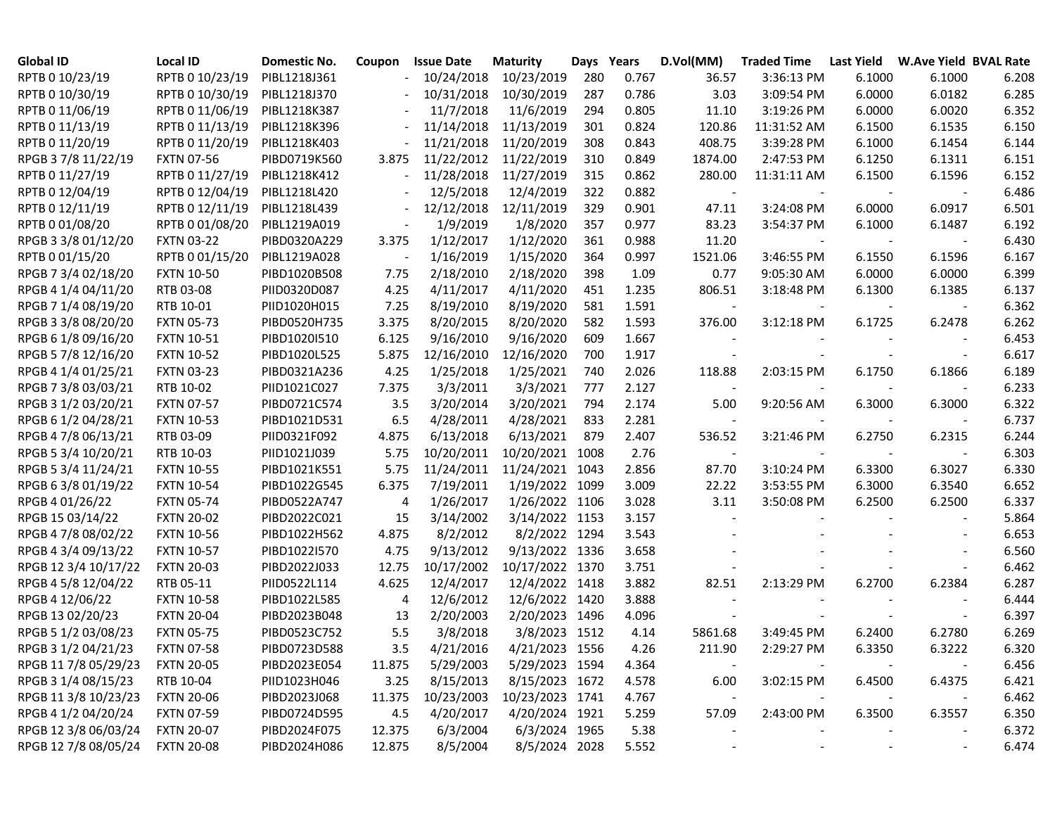| Global ID | Local ID | Domestic No. | Coupon | Issue Date | Maturity | Days | Years | D.Vol(MM) | Traded Time | Last Yield | W.Ave Yield | BVAL Rate |
|---|---|---|---|---|---|---|---|---|---|---|---|---|
| RPTB 0 10/23/19 | RPTB 0 10/23/19 | PIBL1218J361 | - | 10/24/2018 | 10/23/2019 | 280 | 0.767 | 36.57 | 3:36:13 PM | 6.1000 | 6.1000 | 6.208 |
| RPTB 0 10/30/19 | RPTB 0 10/30/19 | PIBL1218J370 | - | 10/31/2018 | 10/30/2019 | 287 | 0.786 | 3.03 | 3:09:54 PM | 6.0000 | 6.0182 | 6.285 |
| RPTB 0 11/06/19 | RPTB 0 11/06/19 | PIBL1218K387 | - | 11/7/2018 | 11/6/2019 | 294 | 0.805 | 11.10 | 3:19:26 PM | 6.0000 | 6.0020 | 6.352 |
| RPTB 0 11/13/19 | RPTB 0 11/13/19 | PIBL1218K396 | - | 11/14/2018 | 11/13/2019 | 301 | 0.824 | 120.86 | 11:31:52 AM | 6.1500 | 6.1535 | 6.150 |
| RPTB 0 11/20/19 | RPTB 0 11/20/19 | PIBL1218K403 | - | 11/21/2018 | 11/20/2019 | 308 | 0.843 | 408.75 | 3:39:28 PM | 6.1000 | 6.1454 | 6.144 |
| RPGB 3 7/8 11/22/19 | FXTN 07-56 | PIBD0719K560 | 3.875 | 11/22/2012 | 11/22/2019 | 310 | 0.849 | 1874.00 | 2:47:53 PM | 6.1250 | 6.1311 | 6.151 |
| RPTB 0 11/27/19 | RPTB 0 11/27/19 | PIBL1218K412 | - | 11/28/2018 | 11/27/2019 | 315 | 0.862 | 280.00 | 11:31:11 AM | 6.1500 | 6.1596 | 6.152 |
| RPTB 0 12/04/19 | RPTB 0 12/04/19 | PIBL1218L420 | - | 12/5/2018 | 12/4/2019 | 322 | 0.882 | - | - | - | - | 6.486 |
| RPTB 0 12/11/19 | RPTB 0 12/11/19 | PIBL1218L439 | - | 12/12/2018 | 12/11/2019 | 329 | 0.901 | 47.11 | 3:24:08 PM | 6.0000 | 6.0917 | 6.501 |
| RPTB 0 01/08/20 | RPTB 0 01/08/20 | PIBL1219A019 | - | 1/9/2019 | 1/8/2020 | 357 | 0.977 | 83.23 | 3:54:37 PM | 6.1000 | 6.1487 | 6.192 |
| RPGB 3 3/8 01/12/20 | FXTN 03-22 | PIBD0320A229 | 3.375 | 1/12/2017 | 1/12/2020 | 361 | 0.988 | 11.20 | - | - | - | 6.430 |
| RPTB 0 01/15/20 | RPTB 0 01/15/20 | PIBL1219A028 | - | 1/16/2019 | 1/15/2020 | 364 | 0.997 | 1521.06 | 3:46:55 PM | 6.1550 | 6.1596 | 6.167 |
| RPGB 7 3/4 02/18/20 | FXTN 10-50 | PIBD1020B508 | 7.75 | 2/18/2010 | 2/18/2020 | 398 | 1.09 | 0.77 | 9:05:30 AM | 6.0000 | 6.0000 | 6.399 |
| RPGB 4 1/4 04/11/20 | RTB 03-08 | PIID0320D087 | 4.25 | 4/11/2017 | 4/11/2020 | 451 | 1.235 | 806.51 | 3:18:48 PM | 6.1300 | 6.1385 | 6.137 |
| RPGB 7 1/4 08/19/20 | RTB 10-01 | PIID1020H015 | 7.25 | 8/19/2010 | 8/19/2020 | 581 | 1.591 | - | - | - | - | 6.362 |
| RPGB 3 3/8 08/20/20 | FXTN 05-73 | PIBD0520H735 | 3.375 | 8/20/2015 | 8/20/2020 | 582 | 1.593 | 376.00 | 3:12:18 PM | 6.1725 | 6.2478 | 6.262 |
| RPGB 6 1/8 09/16/20 | FXTN 10-51 | PIBD1020I510 | 6.125 | 9/16/2010 | 9/16/2020 | 609 | 1.667 | - | - | - | - | 6.453 |
| RPGB 5 7/8 12/16/20 | FXTN 10-52 | PIBD1020L525 | 5.875 | 12/16/2010 | 12/16/2020 | 700 | 1.917 | - | - | - | - | 6.617 |
| RPGB 4 1/4 01/25/21 | FXTN 03-23 | PIBD0321A236 | 4.25 | 1/25/2018 | 1/25/2021 | 740 | 2.026 | 118.88 | 2:03:15 PM | 6.1750 | 6.1866 | 6.189 |
| RPGB 7 3/8 03/03/21 | RTB 10-02 | PIID1021C027 | 7.375 | 3/3/2011 | 3/3/2021 | 777 | 2.127 | - | - | - | - | 6.233 |
| RPGB 3 1/2 03/20/21 | FXTN 07-57 | PIBD0721C574 | 3.5 | 3/20/2014 | 3/20/2021 | 794 | 2.174 | 5.00 | 9:20:56 AM | 6.3000 | 6.3000 | 6.322 |
| RPGB 6 1/2 04/28/21 | FXTN 10-53 | PIBD1021D531 | 6.5 | 4/28/2011 | 4/28/2021 | 833 | 2.281 | - | - | - | - | 6.737 |
| RPGB 4 7/8 06/13/21 | RTB 03-09 | PIID0321F092 | 4.875 | 6/13/2018 | 6/13/2021 | 879 | 2.407 | 536.52 | 3:21:46 PM | 6.2750 | 6.2315 | 6.244 |
| RPGB 5 3/4 10/20/21 | RTB 10-03 | PIID1021J039 | 5.75 | 10/20/2011 | 10/20/2021 | 1008 | 2.76 | - | - | - | - | 6.303 |
| RPGB 5 3/4 11/24/21 | FXTN 10-55 | PIBD1021K551 | 5.75 | 11/24/2011 | 11/24/2021 | 1043 | 2.856 | 87.70 | 3:10:24 PM | 6.3300 | 6.3027 | 6.330 |
| RPGB 6 3/8 01/19/22 | FXTN 10-54 | PIBD1022G545 | 6.375 | 7/19/2011 | 1/19/2022 | 1099 | 3.009 | 22.22 | 3:53:55 PM | 6.3000 | 6.3540 | 6.652 |
| RPGB 4 01/26/22 | FXTN 05-74 | PIBD0522A747 | 4 | 1/26/2017 | 1/26/2022 | 1106 | 3.028 | 3.11 | 3:50:08 PM | 6.2500 | 6.2500 | 6.337 |
| RPGB 15 03/14/22 | FXTN 20-02 | PIBD2022C021 | 15 | 3/14/2002 | 3/14/2022 | 1153 | 3.157 | - | - | - | - | 5.864 |
| RPGB 4 7/8 08/02/22 | FXTN 10-56 | PIBD1022H562 | 4.875 | 8/2/2012 | 8/2/2022 | 1294 | 3.543 | - | - | - | - | 6.653 |
| RPGB 4 3/4 09/13/22 | FXTN 10-57 | PIBD1022I570 | 4.75 | 9/13/2012 | 9/13/2022 | 1336 | 3.658 | - | - | - | - | 6.560 |
| RPGB 12 3/4 10/17/22 | FXTN 20-03 | PIBD2022J033 | 12.75 | 10/17/2002 | 10/17/2022 | 1370 | 3.751 | - | - | - | - | 6.462 |
| RPGB 4 5/8 12/04/22 | RTB 05-11 | PIID0522L114 | 4.625 | 12/4/2017 | 12/4/2022 | 1418 | 3.882 | 82.51 | 2:13:29 PM | 6.2700 | 6.2384 | 6.287 |
| RPGB 4 12/06/22 | FXTN 10-58 | PIBD1022L585 | 4 | 12/6/2012 | 12/6/2022 | 1420 | 3.888 | - | - | - | - | 6.444 |
| RPGB 13 02/20/23 | FXTN 20-04 | PIBD2023B048 | 13 | 2/20/2003 | 2/20/2023 | 1496 | 4.096 | - | - | - | - | 6.397 |
| RPGB 5 1/2 03/08/23 | FXTN 05-75 | PIBD0523C752 | 5.5 | 3/8/2018 | 3/8/2023 | 1512 | 4.14 | 5861.68 | 3:49:45 PM | 6.2400 | 6.2780 | 6.269 |
| RPGB 3 1/2 04/21/23 | FXTN 07-58 | PIBD0723D588 | 3.5 | 4/21/2016 | 4/21/2023 | 1556 | 4.26 | 211.90 | 2:29:27 PM | 6.3350 | 6.3222 | 6.320 |
| RPGB 11 7/8 05/29/23 | FXTN 20-05 | PIBD2023E054 | 11.875 | 5/29/2003 | 5/29/2023 | 1594 | 4.364 | - | - | - | - | 6.456 |
| RPGB 3 1/4 08/15/23 | RTB 10-04 | PIID1023H046 | 3.25 | 8/15/2013 | 8/15/2023 | 1672 | 4.578 | 6.00 | 3:02:15 PM | 6.4500 | 6.4375 | 6.421 |
| RPGB 11 3/8 10/23/23 | FXTN 20-06 | PIBD2023J068 | 11.375 | 10/23/2003 | 10/23/2023 | 1741 | 4.767 | - | - | - | - | 6.462 |
| RPGB 4 1/2 04/20/24 | FXTN 07-59 | PIBD0724D595 | 4.5 | 4/20/2017 | 4/20/2024 | 1921 | 5.259 | 57.09 | 2:43:00 PM | 6.3500 | 6.3557 | 6.350 |
| RPGB 12 3/8 06/03/24 | FXTN 20-07 | PIBD2024F075 | 12.375 | 6/3/2004 | 6/3/2024 | 1965 | 5.38 | - | - | - | - | 6.372 |
| RPGB 12 7/8 08/05/24 | FXTN 20-08 | PIBD2024H086 | 12.875 | 8/5/2004 | 8/5/2024 | 2028 | 5.552 | - | - | - | - | 6.474 |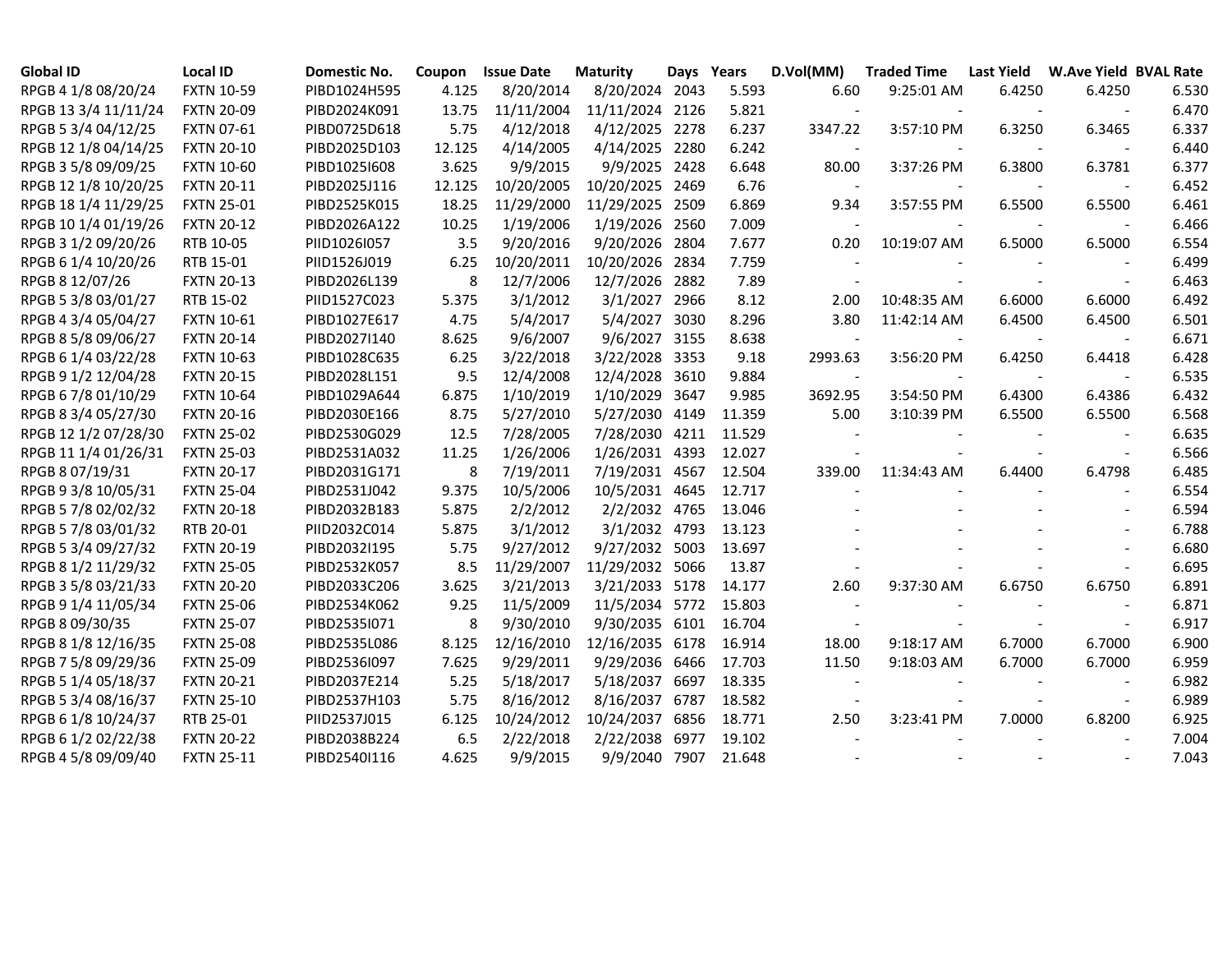| Global ID | Local ID | Domestic No. | Coupon | Issue Date | Maturity | Days | Years | D.Vol(MM) | Traded Time | Last Yield | W.Ave Yield | BVAL Rate |
|---|---|---|---|---|---|---|---|---|---|---|---|---|
| RPGB 4 1/8 08/20/24 | FXTN 10-59 | PIBD1024H595 | 4.125 | 8/20/2014 | 8/20/2024 | 2043 | 5.593 | 6.60 | 9:25:01 AM | 6.4250 | 6.4250 | 6.530 |
| RPGB 13 3/4 11/11/24 | FXTN 20-09 | PIBD2024K091 | 13.75 | 11/11/2004 | 11/11/2024 | 2126 | 5.821 | - | - | - | - | 6.470 |
| RPGB 5 3/4 04/12/25 | FXTN 07-61 | PIBD0725D618 | 5.75 | 4/12/2018 | 4/12/2025 | 2278 | 6.237 | 3347.22 | 3:57:10 PM | 6.3250 | 6.3465 | 6.337 |
| RPGB 12 1/8 04/14/25 | FXTN 20-10 | PIBD2025D103 | 12.125 | 4/14/2005 | 4/14/2025 | 2280 | 6.242 | - | - | - | - | 6.440 |
| RPGB 3 5/8 09/09/25 | FXTN 10-60 | PIBD1025I608 | 3.625 | 9/9/2015 | 9/9/2025 | 2428 | 6.648 | 80.00 | 3:37:26 PM | 6.3800 | 6.3781 | 6.377 |
| RPGB 12 1/8 10/20/25 | FXTN 20-11 | PIBD2025J116 | 12.125 | 10/20/2005 | 10/20/2025 | 2469 | 6.76 | - | - | - | - | 6.452 |
| RPGB 18 1/4 11/29/25 | FXTN 25-01 | PIBD2525K015 | 18.25 | 11/29/2000 | 11/29/2025 | 2509 | 6.869 | 9.34 | 3:57:55 PM | 6.5500 | 6.5500 | 6.461 |
| RPGB 10 1/4 01/19/26 | FXTN 20-12 | PIBD2026A122 | 10.25 | 1/19/2006 | 1/19/2026 | 2560 | 7.009 | - | - | - | - | 6.466 |
| RPGB 3 1/2 09/20/26 | RTB 10-05 | PIID1026I057 | 3.5 | 9/20/2016 | 9/20/2026 | 2804 | 7.677 | 0.20 | 10:19:07 AM | 6.5000 | 6.5000 | 6.554 |
| RPGB 6 1/4 10/20/26 | RTB 15-01 | PIID1526J019 | 6.25 | 10/20/2011 | 10/20/2026 | 2834 | 7.759 | - | - | - | - | 6.499 |
| RPGB 8 12/07/26 | FXTN 20-13 | PIBD2026L139 | 8 | 12/7/2006 | 12/7/2026 | 2882 | 7.89 | - | - | - | - | 6.463 |
| RPGB 5 3/8 03/01/27 | RTB 15-02 | PIID1527C023 | 5.375 | 3/1/2012 | 3/1/2027 | 2966 | 8.12 | 2.00 | 10:48:35 AM | 6.6000 | 6.6000 | 6.492 |
| RPGB 4 3/4 05/04/27 | FXTN 10-61 | PIBD1027E617 | 4.75 | 5/4/2017 | 5/4/2027 | 3030 | 8.296 | 3.80 | 11:42:14 AM | 6.4500 | 6.4500 | 6.501 |
| RPGB 8 5/8 09/06/27 | FXTN 20-14 | PIBD2027I140 | 8.625 | 9/6/2007 | 9/6/2027 | 3155 | 8.638 | - | - | - | - | 6.671 |
| RPGB 6 1/4 03/22/28 | FXTN 10-63 | PIBD1028C635 | 6.25 | 3/22/2018 | 3/22/2028 | 3353 | 9.18 | 2993.63 | 3:56:20 PM | 6.4250 | 6.4418 | 6.428 |
| RPGB 9 1/2 12/04/28 | FXTN 20-15 | PIBD2028L151 | 9.5 | 12/4/2008 | 12/4/2028 | 3610 | 9.884 | - | - | - | - | 6.535 |
| RPGB 6 7/8 01/10/29 | FXTN 10-64 | PIBD1029A644 | 6.875 | 1/10/2019 | 1/10/2029 | 3647 | 9.985 | 3692.95 | 3:54:50 PM | 6.4300 | 6.4386 | 6.432 |
| RPGB 8 3/4 05/27/30 | FXTN 20-16 | PIBD2030E166 | 8.75 | 5/27/2010 | 5/27/2030 | 4149 | 11.359 | 5.00 | 3:10:39 PM | 6.5500 | 6.5500 | 6.568 |
| RPGB 12 1/2 07/28/30 | FXTN 25-02 | PIBD2530G029 | 12.5 | 7/28/2005 | 7/28/2030 | 4211 | 11.529 | - | - | - | - | 6.635 |
| RPGB 11 1/4 01/26/31 | FXTN 25-03 | PIBD2531A032 | 11.25 | 1/26/2006 | 1/26/2031 | 4393 | 12.027 | - | - | - | - | 6.566 |
| RPGB 8 07/19/31 | FXTN 20-17 | PIBD2031G171 | 8 | 7/19/2011 | 7/19/2031 | 4567 | 12.504 | 339.00 | 11:34:43 AM | 6.4400 | 6.4798 | 6.485 |
| RPGB 9 3/8 10/05/31 | FXTN 25-04 | PIBD2531J042 | 9.375 | 10/5/2006 | 10/5/2031 | 4645 | 12.717 | - | - | - | - | 6.554 |
| RPGB 5 7/8 02/02/32 | FXTN 20-18 | PIBD2032B183 | 5.875 | 2/2/2012 | 2/2/2032 | 4765 | 13.046 | - | - | - | - | 6.594 |
| RPGB 5 7/8 03/01/32 | RTB 20-01 | PIID2032C014 | 5.875 | 3/1/2012 | 3/1/2032 | 4793 | 13.123 | - | - | - | - | 6.788 |
| RPGB 5 3/4 09/27/32 | FXTN 20-19 | PIBD2032I195 | 5.75 | 9/27/2012 | 9/27/2032 | 5003 | 13.697 | - | - | - | - | 6.680 |
| RPGB 8 1/2 11/29/32 | FXTN 25-05 | PIBD2532K057 | 8.5 | 11/29/2007 | 11/29/2032 | 5066 | 13.87 | - | - | - | - | 6.695 |
| RPGB 3 5/8 03/21/33 | FXTN 20-20 | PIBD2033C206 | 3.625 | 3/21/2013 | 3/21/2033 | 5178 | 14.177 | 2.60 | 9:37:30 AM | 6.6750 | 6.6750 | 6.891 |
| RPGB 9 1/4 11/05/34 | FXTN 25-06 | PIBD2534K062 | 9.25 | 11/5/2009 | 11/5/2034 | 5772 | 15.803 | - | - | - | - | 6.871 |
| RPGB 8 09/30/35 | FXTN 25-07 | PIBD2535I071 | 8 | 9/30/2010 | 9/30/2035 | 6101 | 16.704 | - | - | - | - | 6.917 |
| RPGB 8 1/8 12/16/35 | FXTN 25-08 | PIBD2535L086 | 8.125 | 12/16/2010 | 12/16/2035 | 6178 | 16.914 | 18.00 | 9:18:17 AM | 6.7000 | 6.7000 | 6.900 |
| RPGB 7 5/8 09/29/36 | FXTN 25-09 | PIBD2536I097 | 7.625 | 9/29/2011 | 9/29/2036 | 6466 | 17.703 | 11.50 | 9:18:03 AM | 6.7000 | 6.7000 | 6.959 |
| RPGB 5 1/4 05/18/37 | FXTN 20-21 | PIBD2037E214 | 5.25 | 5/18/2017 | 5/18/2037 | 6697 | 18.335 | - | - | - | - | 6.982 |
| RPGB 5 3/4 08/16/37 | FXTN 25-10 | PIBD2537H103 | 5.75 | 8/16/2012 | 8/16/2037 | 6787 | 18.582 | - | - | - | - | 6.989 |
| RPGB 6 1/8 10/24/37 | RTB 25-01 | PIID2537J015 | 6.125 | 10/24/2012 | 10/24/2037 | 6856 | 18.771 | 2.50 | 3:23:41 PM | 7.0000 | 6.8200 | 6.925 |
| RPGB 6 1/2 02/22/38 | FXTN 20-22 | PIBD2038B224 | 6.5 | 2/22/2018 | 2/22/2038 | 6977 | 19.102 | - | - | - | - | 7.004 |
| RPGB 4 5/8 09/09/40 | FXTN 25-11 | PIBD2540I116 | 4.625 | 9/9/2015 | 9/9/2040 | 7907 | 21.648 | - | - | - | - | 7.043 |